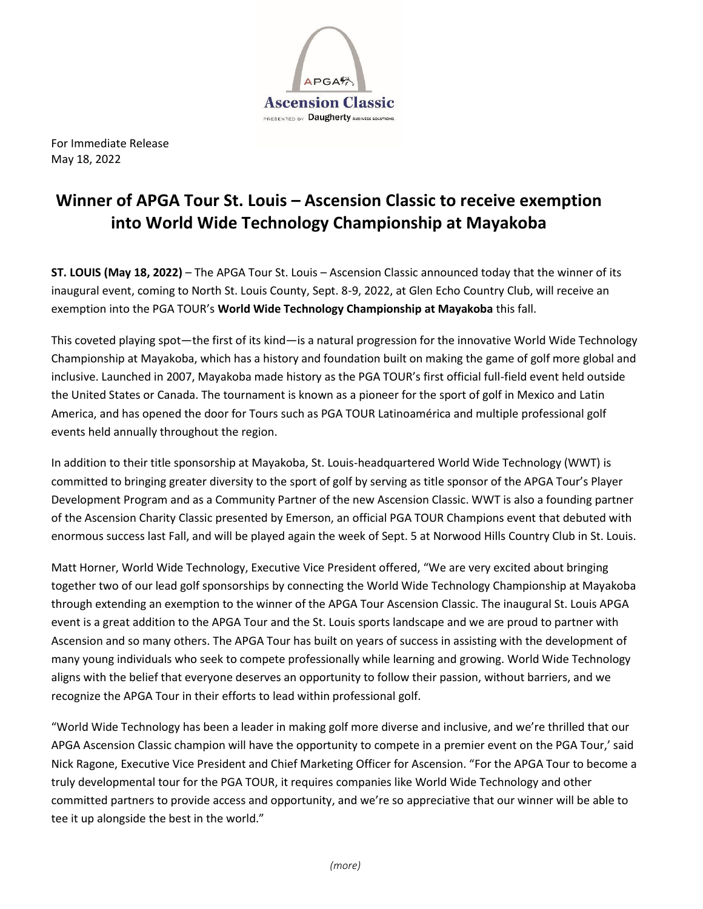APGA Ascension Classic PRESENTED BY Daugherty BUSINESS SOLUTIONS

For Immediate Release
May 18, 2022

# Winner of APGA Tour St. Louis – Ascension Classic to receive exemption into World Wide Technology Championship at Mayakoba

**ST. LOUIS (May 18, 2022)** – The APGA Tour St. Louis – Ascension Classic announced today that the winner of its inaugural event, coming to North St. Louis County, Sept. 8-9, 2022, at Glen Echo Country Club, will receive an exemption into the PGA TOUR's **World Wide Technology Championship at Mayakoba** this fall.

This coveted playing spot—the first of its kind—is a natural progression for the innovative World Wide Technology Championship at Mayakoba, which has a history and foundation built on making the game of golf more global and inclusive. Launched in 2007, Mayakoba made history as the PGA TOUR's first official full-field event held outside the United States or Canada. The tournament is known as a pioneer for the sport of golf in Mexico and Latin America, and has opened the door for Tours such as PGA TOUR Latinoamérica and multiple professional golf events held annually throughout the region.

In addition to their title sponsorship at Mayakoba, St. Louis-headquartered World Wide Technology (WWT) is committed to bringing greater diversity to the sport of golf by serving as title sponsor of the APGA Tour's Player Development Program and as a Community Partner of the new Ascension Classic. WWT is also a founding partner of the Ascension Charity Classic presented by Emerson, an official PGA TOUR Champions event that debuted with enormous success last Fall, and will be played again the week of Sept. 5 at Norwood Hills Country Club in St. Louis.

Matt Horner, World Wide Technology, Executive Vice President offered, "We are very excited about bringing together two of our lead golf sponsorships by connecting the World Wide Technology Championship at Mayakoba through extending an exemption to the winner of the APGA Tour Ascension Classic. The inaugural St. Louis APGA event is a great addition to the APGA Tour and the St. Louis sports landscape and we are proud to partner with Ascension and so many others. The APGA Tour has built on years of success in assisting with the development of many young individuals who seek to compete professionally while learning and growing. World Wide Technology aligns with the belief that everyone deserves an opportunity to follow their passion, without barriers, and we recognize the APGA Tour in their efforts to lead within professional golf.

"World Wide Technology has been a leader in making golf more diverse and inclusive, and we're thrilled that our APGA Ascension Classic champion will have the opportunity to compete in a premier event on the PGA Tour,' said Nick Ragone, Executive Vice President and Chief Marketing Officer for Ascension. "For the APGA Tour to become a truly developmental tour for the PGA TOUR, it requires companies like World Wide Technology and other committed partners to provide access and opportunity, and we're so appreciative that our winner will be able to tee it up alongside the best in the world."

*(more)*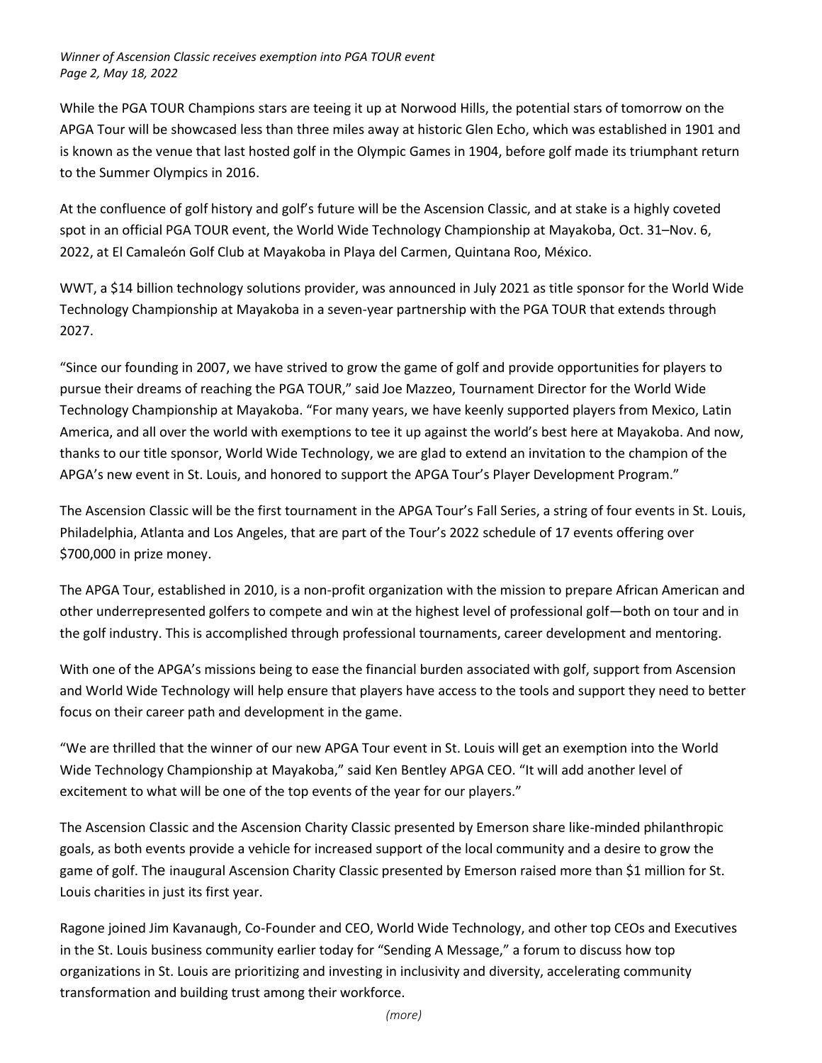While the PGA TOUR Champions stars are teeing it up at Norwood Hills, the potential stars of tomorrow on the APGA Tour will be showcased less than three miles away at historic Glen Echo, which was established in 1901 and is known as the venue that last hosted golf in the Olympic Games in 1904, before golf made its triumphant return to the Summer Olympics in 2016.

At the confluence of golf history and golf's future will be the Ascension Classic, and at stake is a highly coveted spot in an official PGA TOUR event, the World Wide Technology Championship at Mayakoba, Oct. 31–Nov. 6, 2022, at El Camaleón Golf Club at Mayakoba in Playa del Carmen, Quintana Roo, México.

WWT, a $14 billion technology solutions provider, was announced in July 2021 as title sponsor for the World Wide Technology Championship at Mayakoba in a seven-year partnership with the PGA TOUR that extends through 2027.

"Since our founding in 2007, we have strived to grow the game of golf and provide opportunities for players to pursue their dreams of reaching the PGA TOUR," said Joe Mazzeo, Tournament Director for the World Wide Technology Championship at Mayakoba. "For many years, we have keenly supported players from Mexico, Latin America, and all over the world with exemptions to tee it up against the world's best here at Mayakoba. And now, thanks to our title sponsor, World Wide Technology, we are glad to extend an invitation to the champion of the APGA's new event in St. Louis, and honored to support the APGA Tour's Player Development Program."

The Ascension Classic will be the first tournament in the APGA Tour's Fall Series, a string of four events in St. Louis, Philadelphia, Atlanta and Los Angeles, that are part of the Tour's 2022 schedule of 17 events offering over $700,000 in prize money.

The APGA Tour, established in 2010, is a non-profit organization with the mission to prepare African American and other underrepresented golfers to compete and win at the highest level of professional golf—both on tour and in the golf industry. This is accomplished through professional tournaments, career development and mentoring.

With one of the APGA's missions being to ease the financial burden associated with golf, support from Ascension and World Wide Technology will help ensure that players have access to the tools and support they need to better focus on their career path and development in the game.

"We are thrilled that the winner of our new APGA Tour event in St. Louis will get an exemption into the World Wide Technology Championship at Mayakoba," said Ken Bentley APGA CEO. "It will add another level of excitement to what will be one of the top events of the year for our players."

The Ascension Classic and the Ascension Charity Classic presented by Emerson share like-minded philanthropic goals, as both events provide a vehicle for increased support of the local community and a desire to grow the game of golf. The inaugural Ascension Charity Classic presented by Emerson raised more than $1 million for St. Louis charities in just its first year.

Ragone joined Jim Kavanaugh, Co-Founder and CEO, World Wide Technology, and other top CEOs and Executives in the St. Louis business community earlier today for "Sending A Message," a forum to discuss how top organizations in St. Louis are prioritizing and investing in inclusivity and diversity, accelerating community transformation and building trust among their workforce.

*(more)*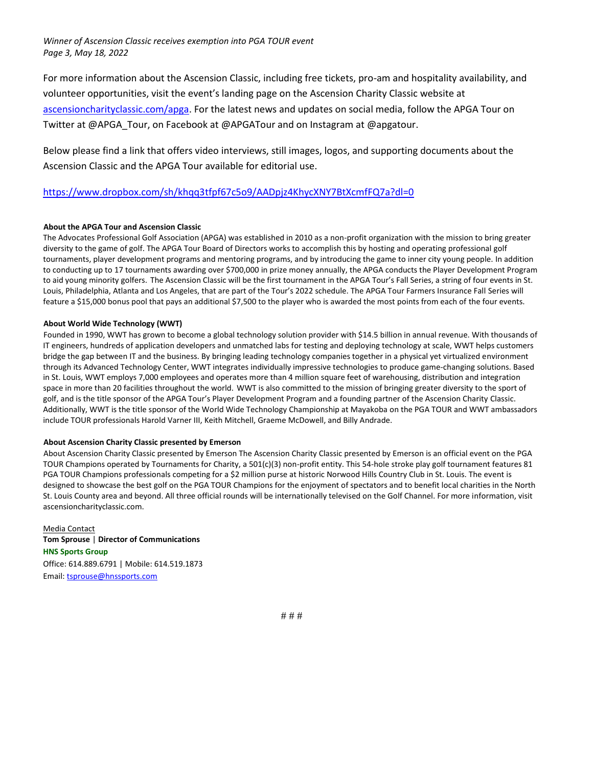For more information about the Ascension Classic, including free tickets, pro-am and hospitality availability, and volunteer opportunities, visit the event's landing page on the Ascension Charity Classic website at ascensioncharityclassic.com/apga. For the latest news and updates on social media, follow the APGA Tour on Twitter at @APGA_Tour, on Facebook at @APGATour and on Instagram at @apgatour.

Below please find a link that offers video interviews, still images, logos, and supporting documents about the Ascension Classic and the APGA Tour available for editorial use.

https://www.dropbox.com/sh/khqq3tfpf67c5o9/AADpjz4KhycXNY7BtXcmfFQ7a?dl=0

**About the APGA Tour and Ascension Classic**

The Advocates Professional Golf Association (APGA) was established in 2010 as a non-profit organization with the mission to bring greater diversity to the game of golf. The APGA Tour Board of Directors works to accomplish this by hosting and operating professional golf tournaments, player development programs and mentoring programs, and by introducing the game to inner city young people. In addition to conducting up to 17 tournaments awarding over $700,000 in prize money annually, the APGA conducts the Player Development Program to aid young minority golfers. The Ascension Classic will be the first tournament in the APGA Tour's Fall Series, a string of four events in St. Louis, Philadelphia, Atlanta and Los Angeles, that are part of the Tour's 2022 schedule. The APGA Tour Farmers Insurance Fall Series will feature a $15,000 bonus pool that pays an additional $7,500 to the player who is awarded the most points from each of the four events.

**About World Wide Technology (WWT)**

Founded in 1990, WWT has grown to become a global technology solution provider with $14.5 billion in annual revenue. With thousands of IT engineers, hundreds of application developers and unmatched labs for testing and deploying technology at scale, WWT helps customers bridge the gap between IT and the business. By bringing leading technology companies together in a physical yet virtualized environment through its Advanced Technology Center, WWT integrates individually impressive technologies to produce game-changing solutions. Based in St. Louis, WWT employs 7,000 employees and operates more than 4 million square feet of warehousing, distribution and integration space in more than 20 facilities throughout the world. WWT is also committed to the mission of bringing greater diversity to the sport of golf, and is the title sponsor of the APGA Tour's Player Development Program and a founding partner of the Ascension Charity Classic. Additionally, WWT is the title sponsor of the World Wide Technology Championship at Mayakoba on the PGA TOUR and WWT ambassadors include TOUR professionals Harold Varner III, Keith Mitchell, Graeme McDowell, and Billy Andrade.

**About Ascension Charity Classic presented by Emerson**

About Ascension Charity Classic presented by Emerson The Ascension Charity Classic presented by Emerson is an official event on the PGA TOUR Champions operated by Tournaments for Charity, a 501(c)(3) non-profit entity. This 54-hole stroke play golf tournament features 81 PGA TOUR Champions professionals competing for a $2 million purse at historic Norwood Hills Country Club in St. Louis. The event is designed to showcase the best golf on the PGA TOUR Champions for the enjoyment of spectators and to benefit local charities in the North St. Louis County area and beyond. All three official rounds will be internationally televised on the Golf Channel. For more information, visit ascensioncharityclassic.com.

Media Contact
**Tom Sprouse** | **Director of Communications**
**HNS Sports Group**
Office: 614.889.6791 | Mobile: 614.519.1873
Email: tsprouse@hnssports.com

# # #